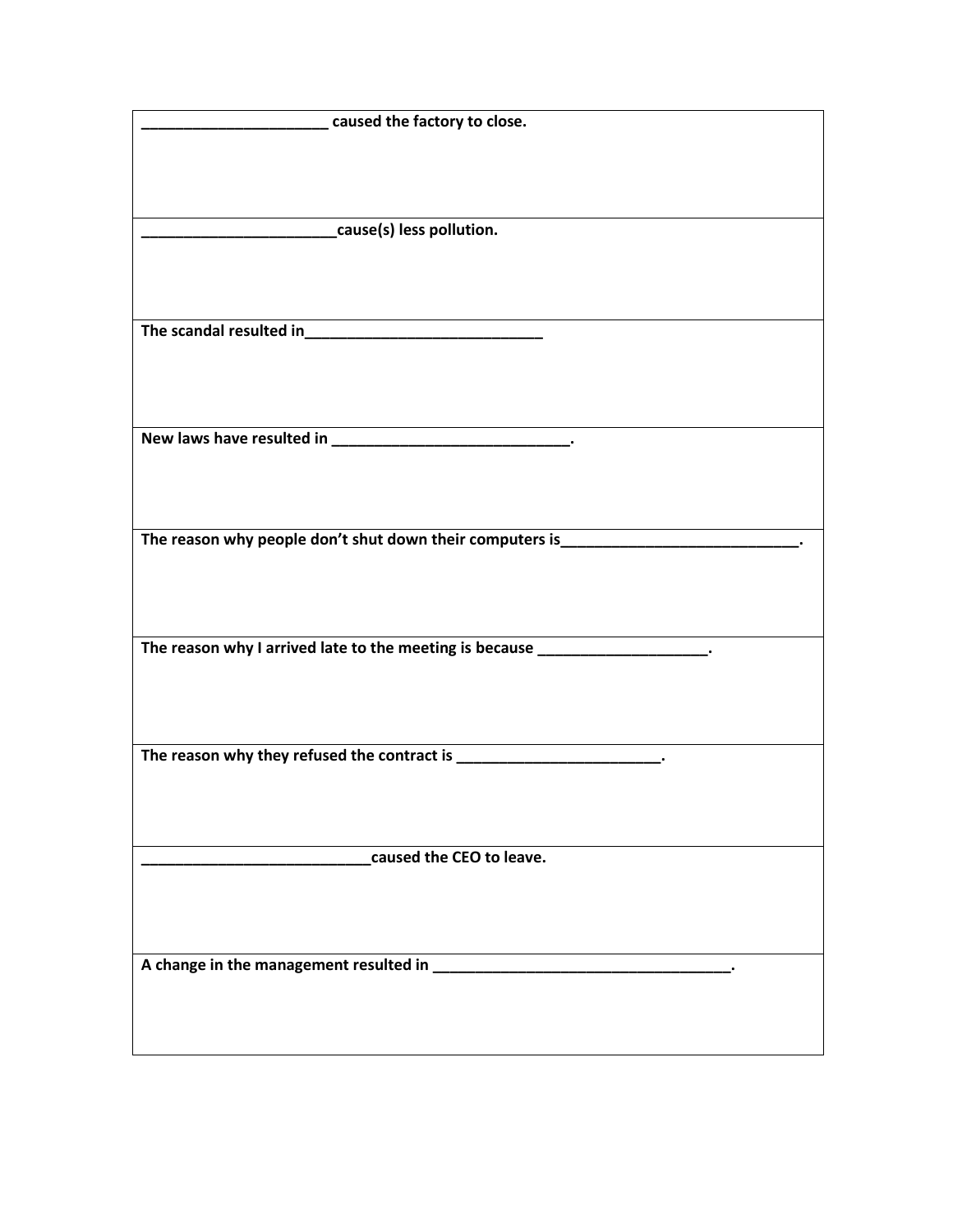**______________________ caused the factory to close.**

**_______________________cause(s) less pollution.**

**The scandal resulted in____________________________**

**New laws have resulted in ____________________________.**

**The reason why people don't shut down their computers is____________________________.**

**The reason why I arrived late to the meeting is because ___________________.**

**The reason why they refused the contract is ________________________.**

**___________________________caused the CEO to leave.**

**A change in the management resulted in ___________________________________.**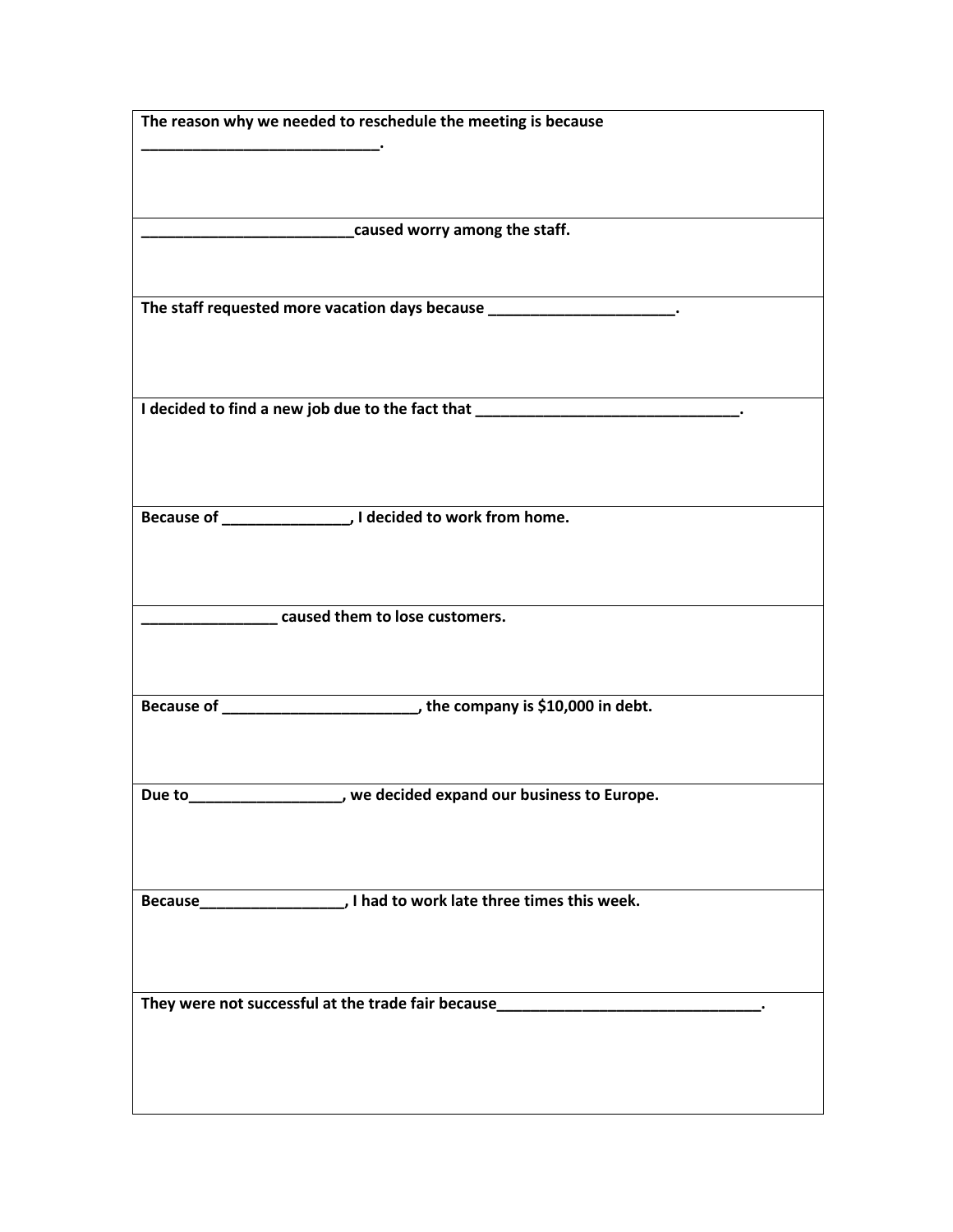| |
|---|
| **The reason why we needed to reschedule the meeting is because ____________________________.** |
| **_________________________caused worry among the staff.** |
| **The staff requested more vacation days because ______________________.** |
| **I decided to find a new job due to the fact that _______________________________.** |
| **Because of ______________, I decided to work from home.** |
| **________________ caused them to lose customers.** |
| **Because of ______________________, the company is $10,000 in debt.** |
| **Due to_________________, we decided expand our business to Europe.** |
| **Because________________, I had to work late three times this week.** |
| **They were not successful at the trade fair because_______________________________.** |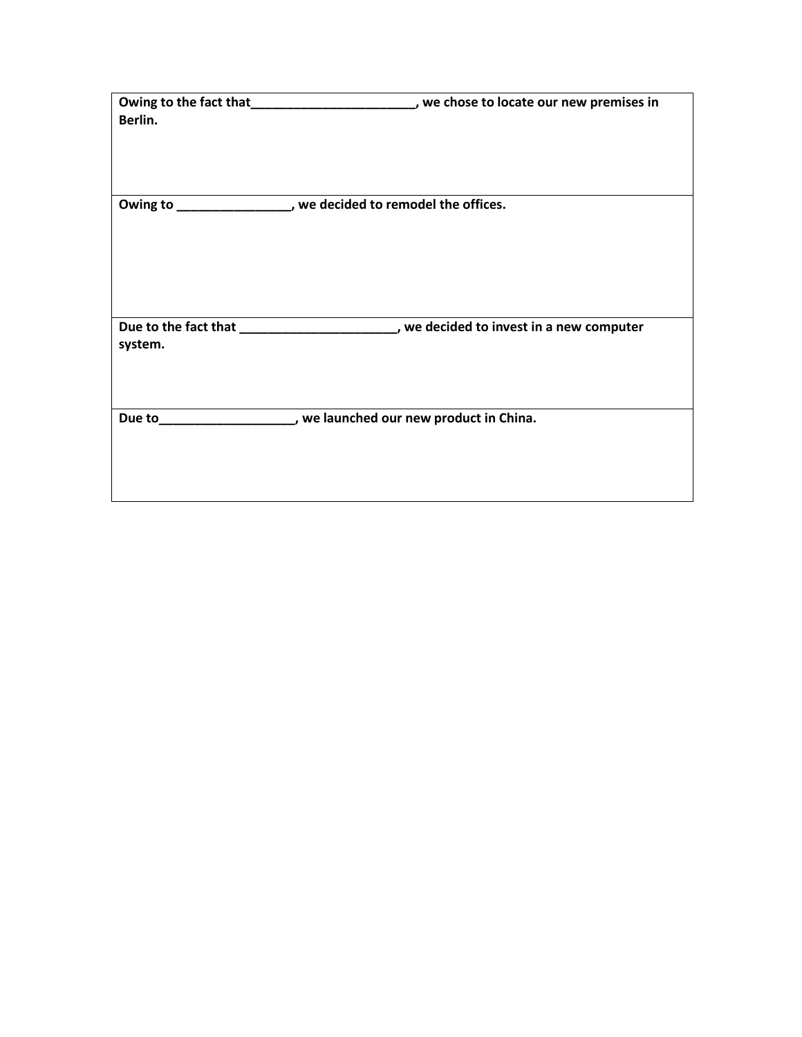| |
|---|
| **Owing to the fact that_______________________, we chose to locate our new premises in Berlin.** |
| **Owing to ________________, we decided to remodel the offices.** |
| **Due to the fact that ______________________, we decided to invest in a new computer system.** |
| **Due to___________________, we launched our new product in China.** |